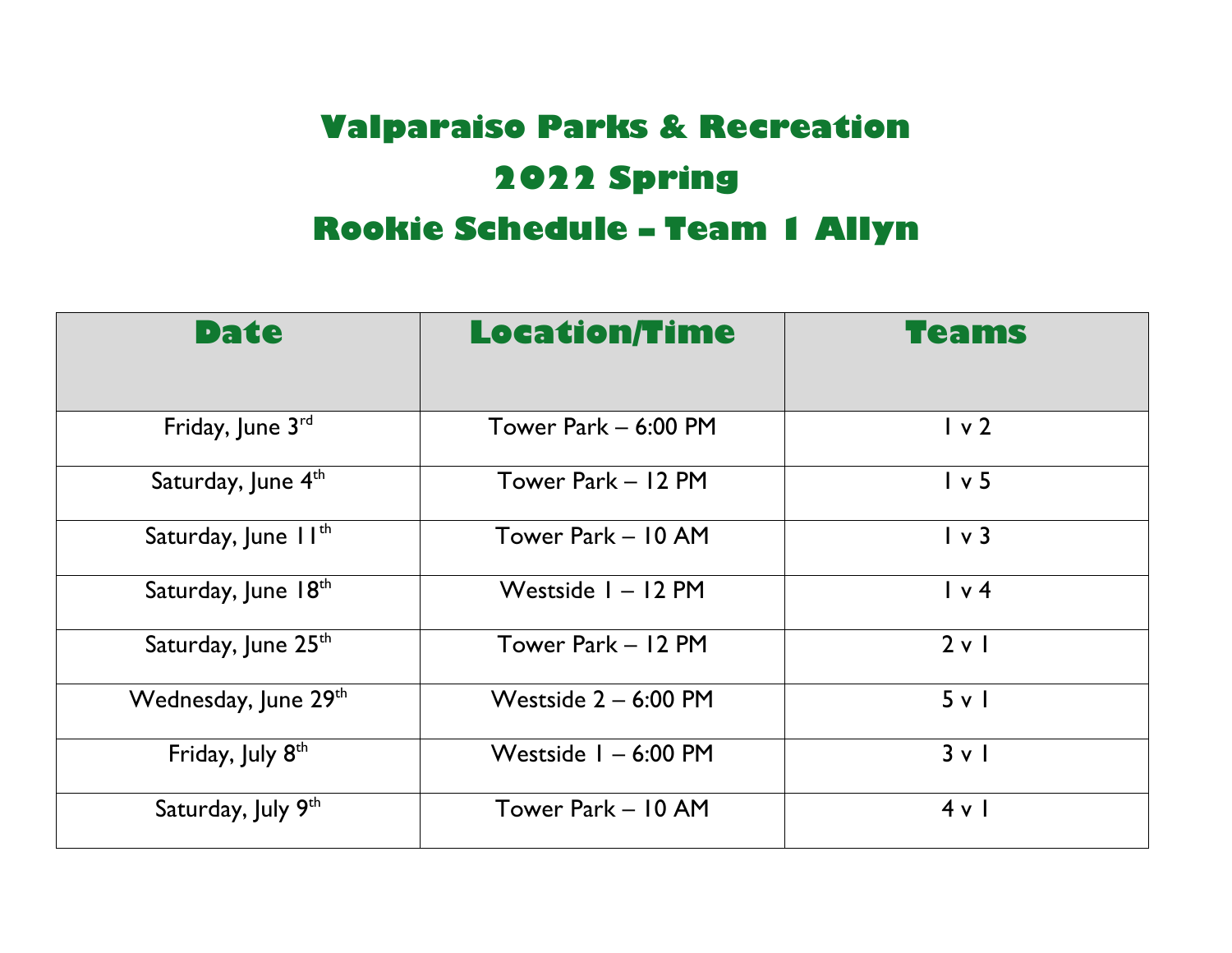# Valparaiso Parks & Recreation

# 2022 Spring

# Rookie Schedule – Team 1 Allyn

| Date | Location/Time | Teams |
|---|---|---|
| Friday, June 3rd | Tower Park – 6:00 PM | 1 v 2 |
| Saturday, June 4th | Tower Park – 12 PM | 1 v 5 |
| Saturday, June 11th | Tower Park – 10 AM | 1 v 3 |
| Saturday, June 18th | Westside 1 – 12 PM | 1 v 4 |
| Saturday, June 25th | Tower Park – 12 PM | 2 v 1 |
| Wednesday, June 29th | Westside 2 – 6:00 PM | 5 v 1 |
| Friday, July 8th | Westside 1 – 6:00 PM | 3 v 1 |
| Saturday, July 9th | Tower Park – 10 AM | 4 v 1 |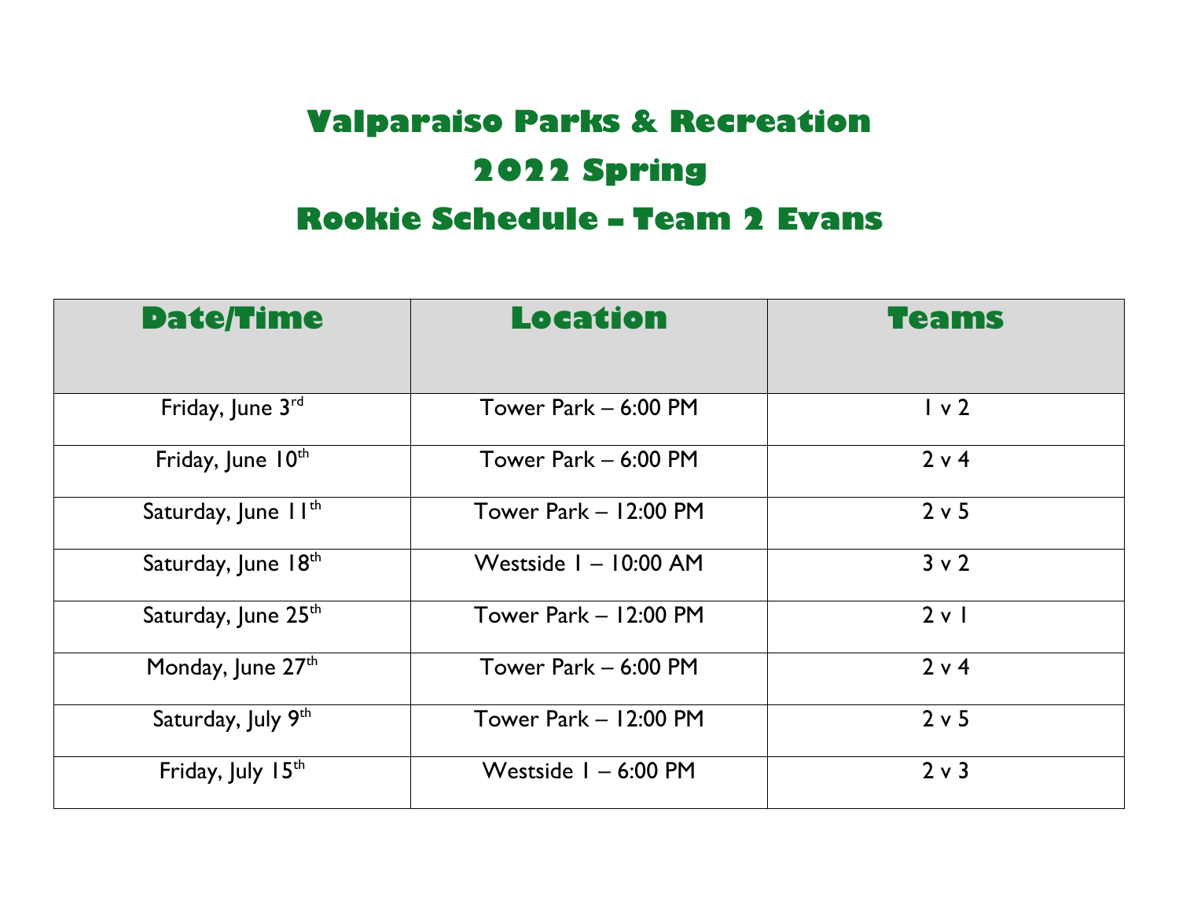# Valparaiso Parks & Recreation

# 2022 Spring

# Rookie Schedule – Team 2 Evans

| Date/Time | Location | Teams |
|---|---|---|
| Friday, June 3rd | Tower Park – 6:00 PM | 1 v 2 |
| Friday, June 10th | Tower Park – 6:00 PM | 2 v 4 |
| Saturday, June 11th | Tower Park – 12:00 PM | 2 v 5 |
| Saturday, June 18th | Westside 1 – 10:00 AM | 3 v 2 |
| Saturday, June 25th | Tower Park – 12:00 PM | 2 v 1 |
| Monday, June 27th | Tower Park – 6:00 PM | 2 v 4 |
| Saturday, July 9th | Tower Park – 12:00 PM | 2 v 5 |
| Friday, July 15th | Westside 1 – 6:00 PM | 2 v 3 |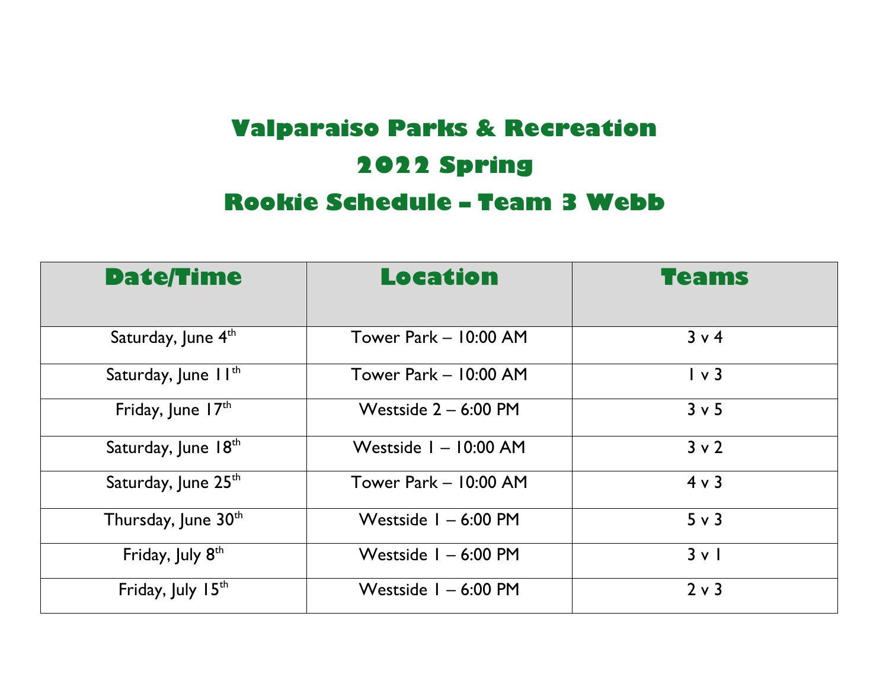# Valparaiso Parks & Recreation

# 2022 Spring

# Rookie Schedule – Team 3 Webb

| Date/Time | Location | Teams |
|---|---|---|
| Saturday, June 4th | Tower Park – 10:00 AM | 3 v 4 |
| Saturday, June 11th | Tower Park – 10:00 AM | 1 v 3 |
| Friday, June 17th | Westside 2 – 6:00 PM | 3 v 5 |
| Saturday, June 18th | Westside 1 – 10:00 AM | 3 v 2 |
| Saturday, June 25th | Tower Park – 10:00 AM | 4 v 3 |
| Thursday, June 30th | Westside 1 – 6:00 PM | 5 v 3 |
| Friday, July 8th | Westside 1 – 6:00 PM | 3 v 1 |
| Friday, July 15th | Westside 1 – 6:00 PM | 2 v 3 |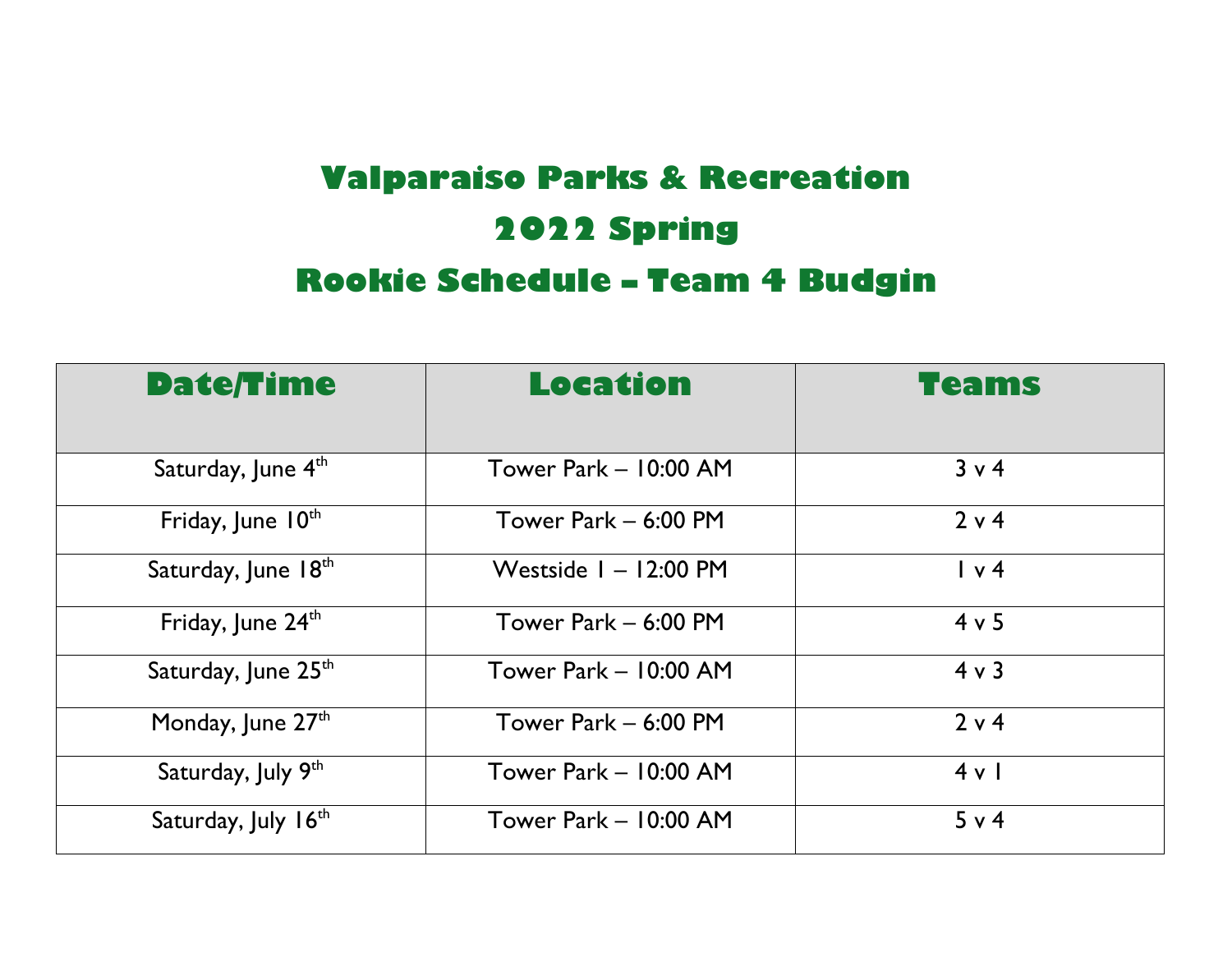# Valparaiso Parks & Recreation

# 2022 Spring

# Rookie Schedule – Team 4 Budgin

| Date/Time | Location | Teams |
|---|---|---|
| Saturday, June 4th | Tower Park – 10:00 AM | 3 v 4 |
| Friday, June 10th | Tower Park – 6:00 PM | 2 v 4 |
| Saturday, June 18th | Westside 1 – 12:00 PM | 1 v 4 |
| Friday, June 24th | Tower Park – 6:00 PM | 4 v 5 |
| Saturday, June 25th | Tower Park – 10:00 AM | 4 v 3 |
| Monday, June 27th | Tower Park – 6:00 PM | 2 v 4 |
| Saturday, July 9th | Tower Park – 10:00 AM | 4 v 1 |
| Saturday, July 16th | Tower Park – 10:00 AM | 5 v 4 |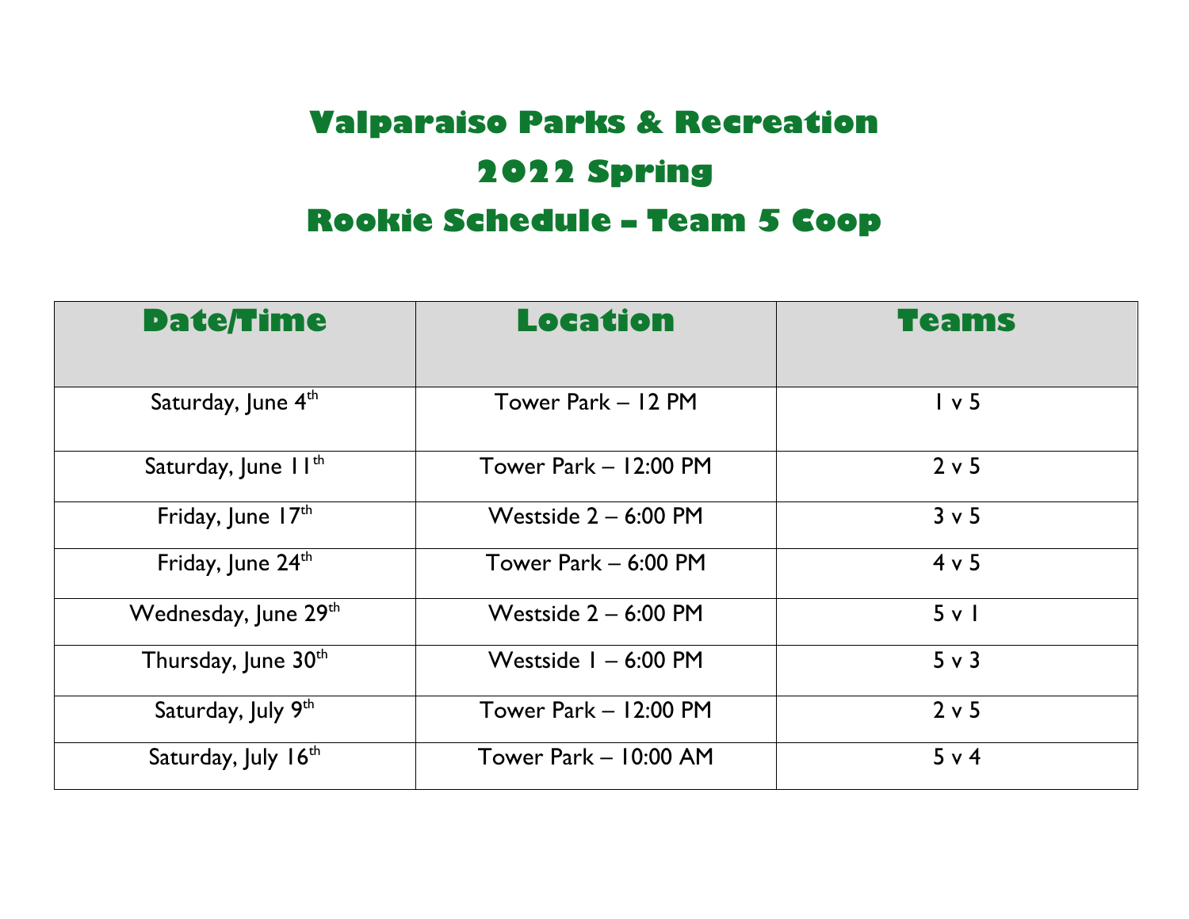# Valparaiso Parks & Recreation
# 2022 Spring
# Rookie Schedule – Team 5 Coop

| Date/Time | Location | Teams |
|---|---|---|
| Saturday, June 4th | Tower Park – 12 PM | 1 v 5 |
| Saturday, June 11th | Tower Park – 12:00 PM | 2 v 5 |
| Friday, June 17th | Westside 2 – 6:00 PM | 3 v 5 |
| Friday, June 24th | Tower Park – 6:00 PM | 4 v 5 |
| Wednesday, June 29th | Westside 2 – 6:00 PM | 5 v 1 |
| Thursday, June 30th | Westside 1 – 6:00 PM | 5 v 3 |
| Saturday, July 9th | Tower Park – 12:00 PM | 2 v 5 |
| Saturday, July 16th | Tower Park – 10:00 AM | 5 v 4 |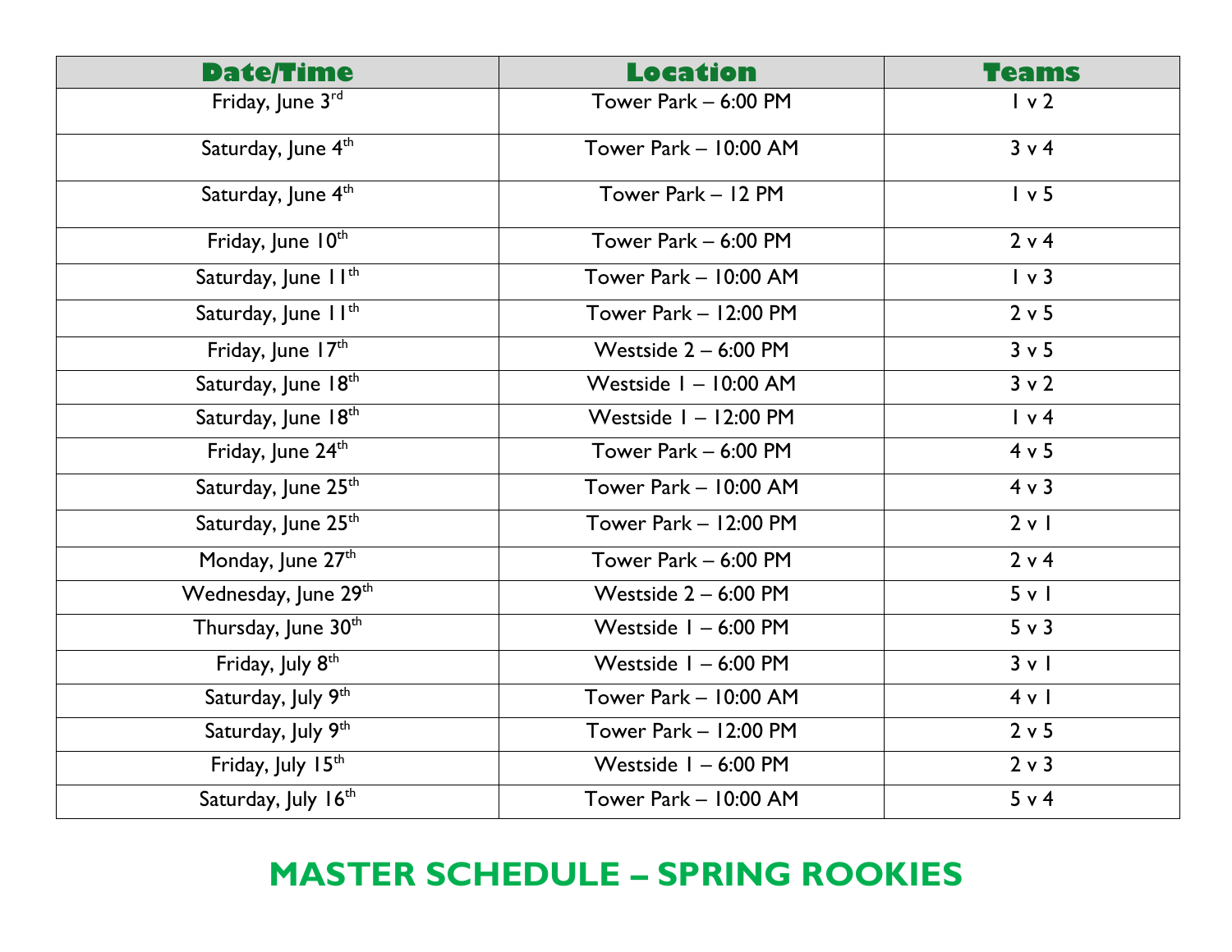| Date/Time | Location | Teams |
|---|---|---|
| Friday, June 3rd | Tower Park – 6:00 PM | 1 v 2 |
| Saturday, June 4th | Tower Park – 10:00 AM | 3 v 4 |
| Saturday, June 4th | Tower Park – 12 PM | 1 v 5 |
| Friday, June 10th | Tower Park – 6:00 PM | 2 v 4 |
| Saturday, June 11th | Tower Park – 10:00 AM | 1 v 3 |
| Saturday, June 11th | Tower Park – 12:00 PM | 2 v 5 |
| Friday, June 17th | Westside 2 – 6:00 PM | 3 v 5 |
| Saturday, June 18th | Westside 1 – 10:00 AM | 3 v 2 |
| Saturday, June 18th | Westside 1 – 12:00 PM | 1 v 4 |
| Friday, June 24th | Tower Park – 6:00 PM | 4 v 5 |
| Saturday, June 25th | Tower Park – 10:00 AM | 4 v 3 |
| Saturday, June 25th | Tower Park – 12:00 PM | 2 v 1 |
| Monday, June 27th | Tower Park – 6:00 PM | 2 v 4 |
| Wednesday, June 29th | Westside 2 – 6:00 PM | 5 v 1 |
| Thursday, June 30th | Westside 1 – 6:00 PM | 5 v 3 |
| Friday, July 8th | Westside 1 – 6:00 PM | 3 v 1 |
| Saturday, July 9th | Tower Park – 10:00 AM | 4 v 1 |
| Saturday, July 9th | Tower Park – 12:00 PM | 2 v 5 |
| Friday, July 15th | Westside 1 – 6:00 PM | 2 v 3 |
| Saturday, July 16th | Tower Park – 10:00 AM | 5 v 4 |

# MASTER SCHEDULE – SPRING ROOKIES